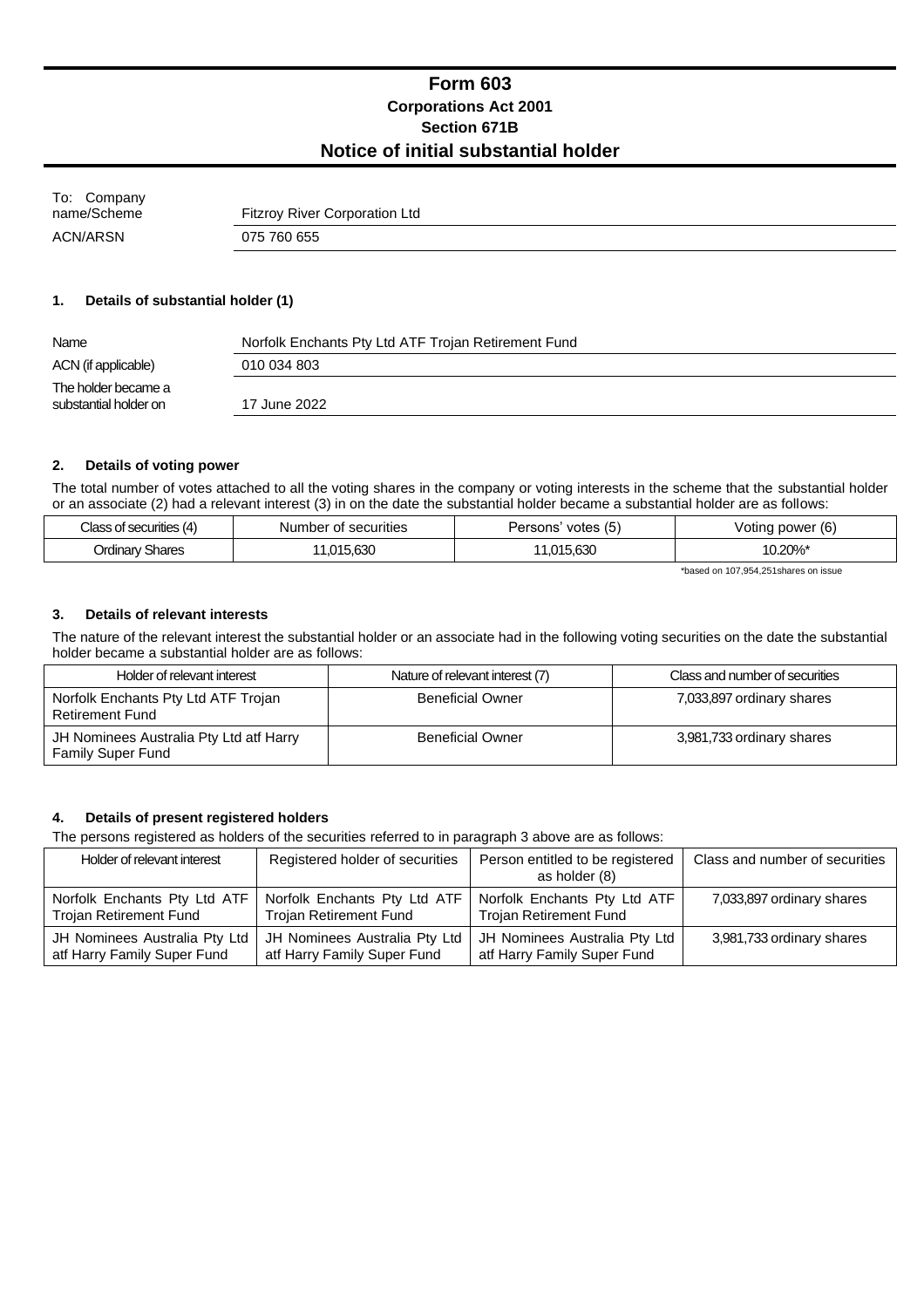# Form 603

## Corporations Act 2001

## Section 671B

## Notice of initial substantial holder

| | |
|---|---|
| To: Company name/Scheme | Fitzroy River Corporation Ltd |
| ACN/ARSN | 075 760 655 |

### 1. Details of substantial holder (1)

| | |
|---|---|
| Name | Norfolk Enchants Pty Ltd ATF Trojan Retirement Fund |
| ACN (if applicable) | 010 034 803 |
| The holder became a substantial holder on | 17 June 2022 |

### 2. Details of voting power

The total number of votes attached to all the voting shares in the company or voting interests in the scheme that the substantial holder or an associate (2) had a relevant interest (3) in on the date the substantial holder became a substantial holder are as follows:

| Class of securities (4) | Number of securities | Persons' votes (5) | Voting power (6) |
|---|---|---|---|
| Ordinary Shares | 11,015,630 | 11,015,630 | 10.20%* |

*based on 107,954,251shares on issue

### 3. Details of relevant interests

The nature of the relevant interest the substantial holder or an associate had in the following voting securities on the date the substantial holder became a substantial holder are as follows:

| Holder of relevant interest | Nature of relevant interest (7) | Class and number of securities |
|---|---|---|
| Norfolk Enchants Pty Ltd ATF Trojan Retirement Fund | Beneficial Owner | 7,033,897 ordinary shares |
| JH Nominees Australia Pty Ltd atf Harry Family Super Fund | Beneficial Owner | 3,981,733 ordinary shares |

### 4. Details of present registered holders

The persons registered as holders of the securities referred to in paragraph 3 above are as follows:

| Holder of relevant interest | Registered holder of securities | Person entitled to be registered as holder (8) | Class and number of securities |
|---|---|---|---|
| Norfolk Enchants Pty Ltd ATF Trojan Retirement Fund | Norfolk Enchants Pty Ltd ATF Trojan Retirement Fund | Norfolk Enchants Pty Ltd ATF Trojan Retirement Fund | 7,033,897 ordinary shares |
| JH Nominees Australia Pty Ltd atf Harry Family Super Fund | JH Nominees Australia Pty Ltd atf Harry Family Super Fund | JH Nominees Australia Pty Ltd atf Harry Family Super Fund | 3,981,733 ordinary shares |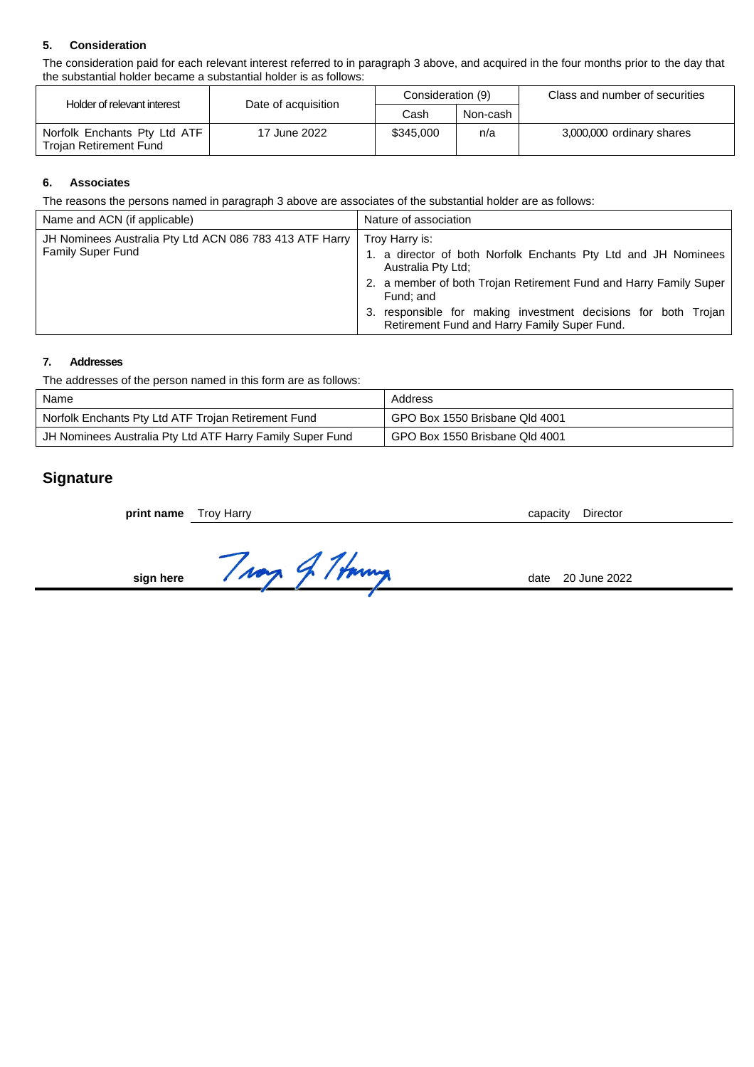### 5. Consideration

The consideration paid for each relevant interest referred to in paragraph 3 above, and acquired in the four months prior to the day that the substantial holder became a substantial holder is as follows:

| Holder of relevant interest | Date of acquisition | Consideration (9) | | Class and number of securities |
|---|---|---|---|---|
| | | Cash | Non-cash | |
| Norfolk Enchants Pty Ltd ATF Trojan Retirement Fund | 17 June 2022 | $345,000 | n/a | 3,000,000 ordinary shares |

### 6. Associates

The reasons the persons named in paragraph 3 above are associates of the substantial holder are as follows:

| Name and ACN (if applicable) | Nature of association |
|---|---|
| JH Nominees Australia Pty Ltd ACN 086 783 413 ATF Harry Family Super Fund | Troy Harry is:<br>1. a director of both Norfolk Enchants Pty Ltd and JH Nominees Australia Pty Ltd;<br>2. a member of both Trojan Retirement Fund and Harry Family Super Fund; and<br>3. responsible for making investment decisions for both Trojan Retirement Fund and Harry Family Super Fund. |

### 7. Addresses

The addresses of the person named in this form are as follows:

| Name | Address |
|---|---|
| Norfolk Enchants Pty Ltd ATF Trojan Retirement Fund | GPO Box 1550 Brisbane Qld 4001 |
| JH Nominees Australia Pty Ltd ATF Harry Family Super Fund | GPO Box 1550 Brisbane Qld 4001 |

## Signature

**print name** Troy Harry    capacity Director

**sign here** Troy G Harry    date 20 June 2022